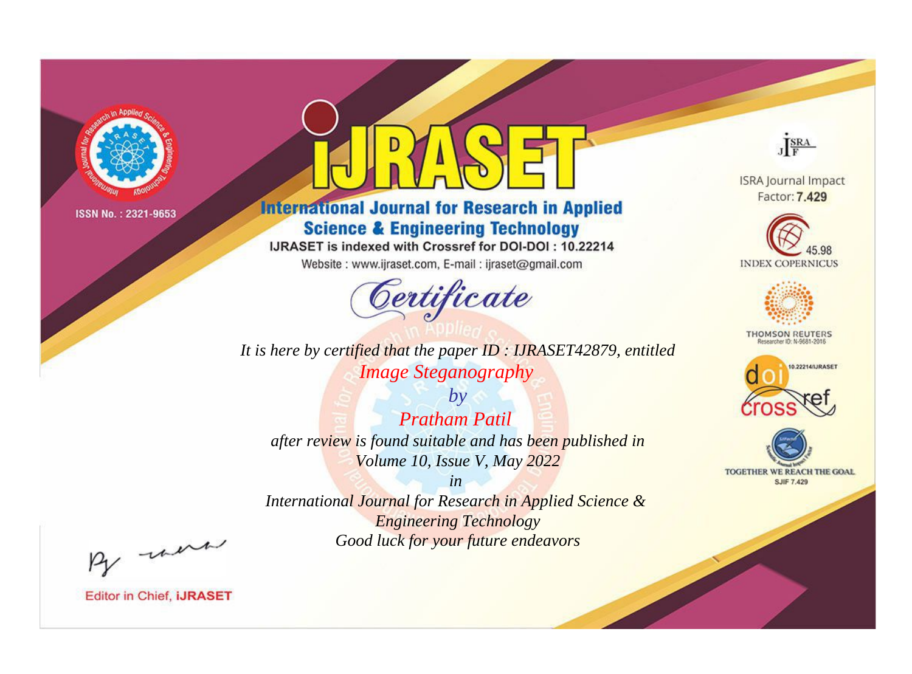ISSN No. : 2321-9653

# IJRASET

## International Journal for Research in Applied Science & Engineering Technology

IJRASET is indexed with Crossref for DOI-DOI : 10.22214

Website : www.ijraset.com, E-mail : ijraset@gmail.com

ISRA Journal Impact Factor: **7.429**

45.98 INDEX COPERNICUS

THOMSON REUTERS Researcher ID: N-9681-2016

10.22214/IJRASET

TOGETHER WE REACH THE GOAL SJIF 7.429

# *Certificate*

*It is here by certified that the paper ID : IJRASET42879, entitled*

*Image Steganography*

*by*

*Pratham Patil*

*after review is found suitable and has been published in*

*Volume 10, Issue V, May 2022*

*in*

*International Journal for Research in Applied Science & Engineering Technology*

*Good luck for your future endeavors*

Editor in Chief, **IJRASET**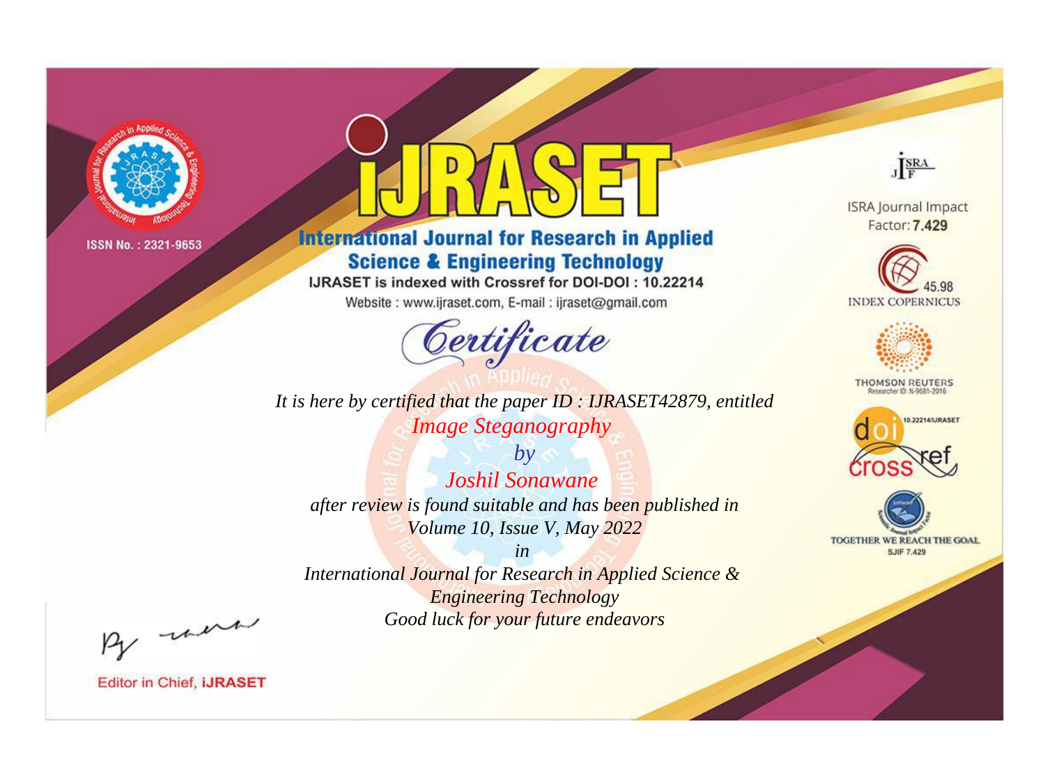ISSN No. : 2321-9653

# IJRASET

## International Journal for Research in Applied Science & Engineering Technology

IJRASET is indexed with Crossref for DOI-DOI : 10.22214

Website : www.ijraset.com, E-mail : ijraset@gmail.com

## Certificate

*It is here by certified that the paper ID : IJRASET42879, entitled*

*Image Steganography*

*by*

*Joshil Sonawane*

*after review is found suitable and has been published in*

*Volume 10, Issue V, May 2022*

*in*

*International Journal for Research in Applied Science & Engineering Technology*

*Good luck for your future endeavors*

ISRA Journal Impact Factor: **7.429**

45.98 INDEX COPERNICUS

THOMSON REUTERS Researcher ID: N-9681-2016

10.22214/IJRASET

TOGETHER WE REACH THE GOAL SJIF 7.429

Editor in Chief, **IJRASET**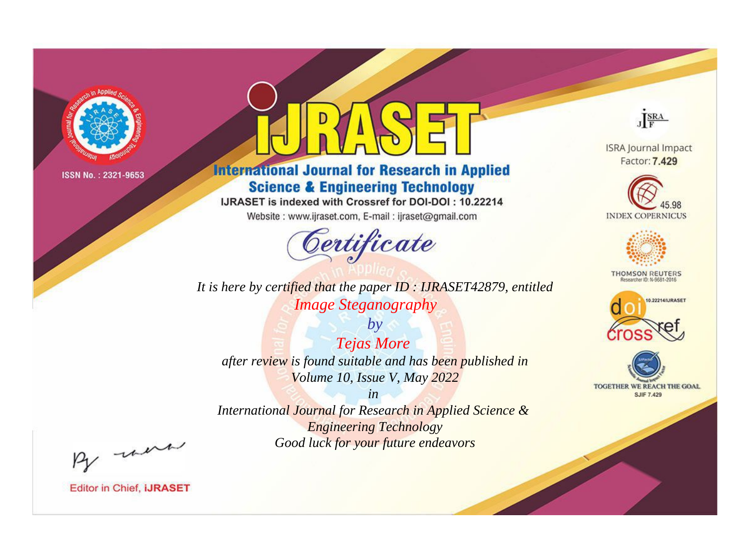ISSN No. : 2321-9653

# iJRASET

## International Journal for Research in Applied Science & Engineering Technology

IJRASET is indexed with Crossref for DOI-DOI : 10.22214

Website : www.ijraset.com, E-mail : ijraset@gmail.com

ISRA Journal Impact Factor: **7.429**

45.98 INDEX COPERNICUS

THOMSON REUTERS Researcher ID: N-9681-2016

10.22214/IJRASET

TOGETHER WE REACH THE GOAL SJIF 7.429

# *Certificate*

*It is here by certified that the paper ID : IJRASET42879, entitled*

*Image Steganography*

*by*

*Tejas More*

*after review is found suitable and has been published in*

*Volume 10, Issue V, May 2022*

*in*

*International Journal for Research in Applied Science & Engineering Technology*

*Good luck for your future endeavors*

Editor in Chief, **iJRASET**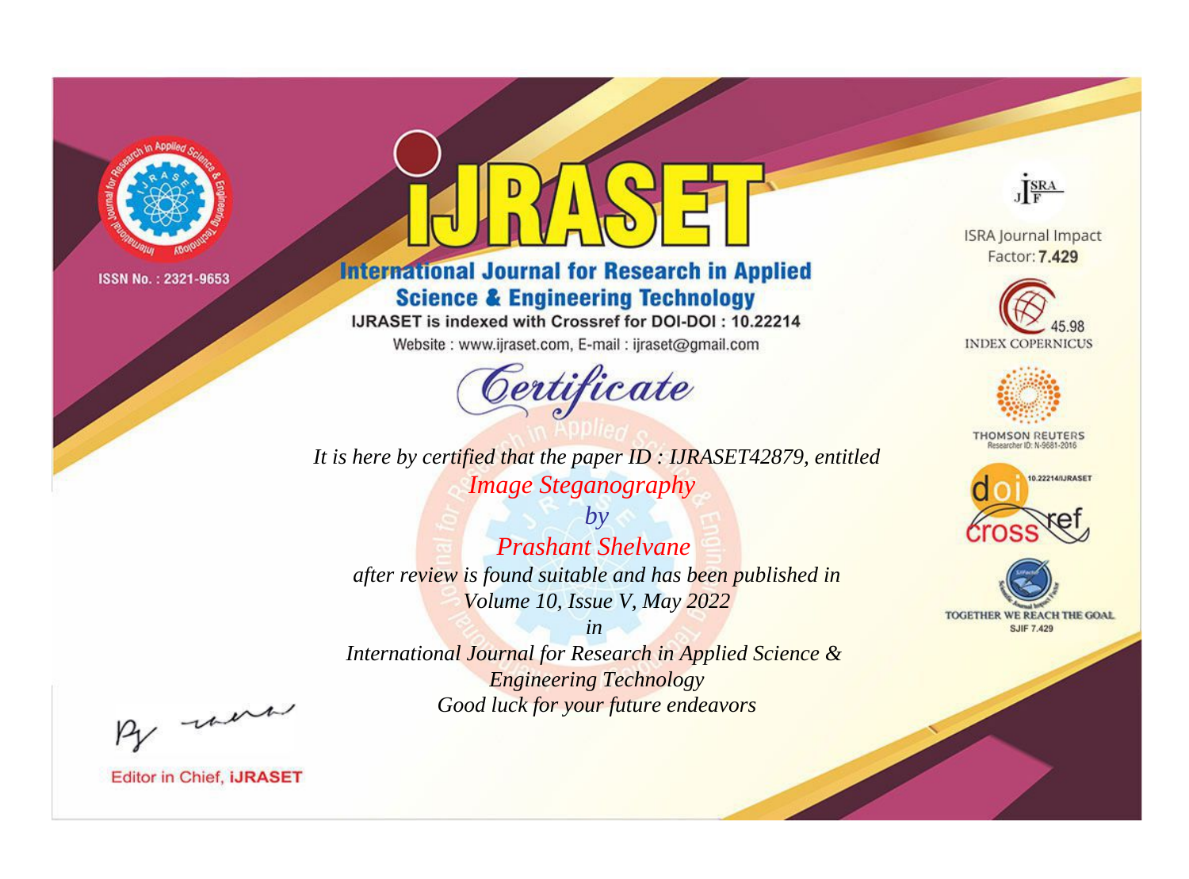ISSN No. : 2321-9653

# iJRASET

**International Journal for Research in Applied Science & Engineering Technology**

IJRASET is indexed with Crossref for DOI-DOI : 10.22214

Website : www.ijraset.com, E-mail : ijraset@gmail.com

*Certificate*

*It is here by certified that the paper ID : IJRASET42879, entitled*

*Image Steganography*

*by*

*Prashant Shelvane*

*after review is found suitable and has been published in*

*Volume 10, Issue V, May 2022*

*in*

*International Journal for Research in Applied Science & Engineering Technology*

*Good luck for your future endeavors*

ISRA Journal Impact Factor: **7.429**

45.98 INDEX COPERNICUS

THOMSON REUTERS Researcher ID: N-9681-2016

10.22214/IJRASET

TOGETHER WE REACH THE GOAL SJIF 7.429

Editor in Chief, **iJRASET**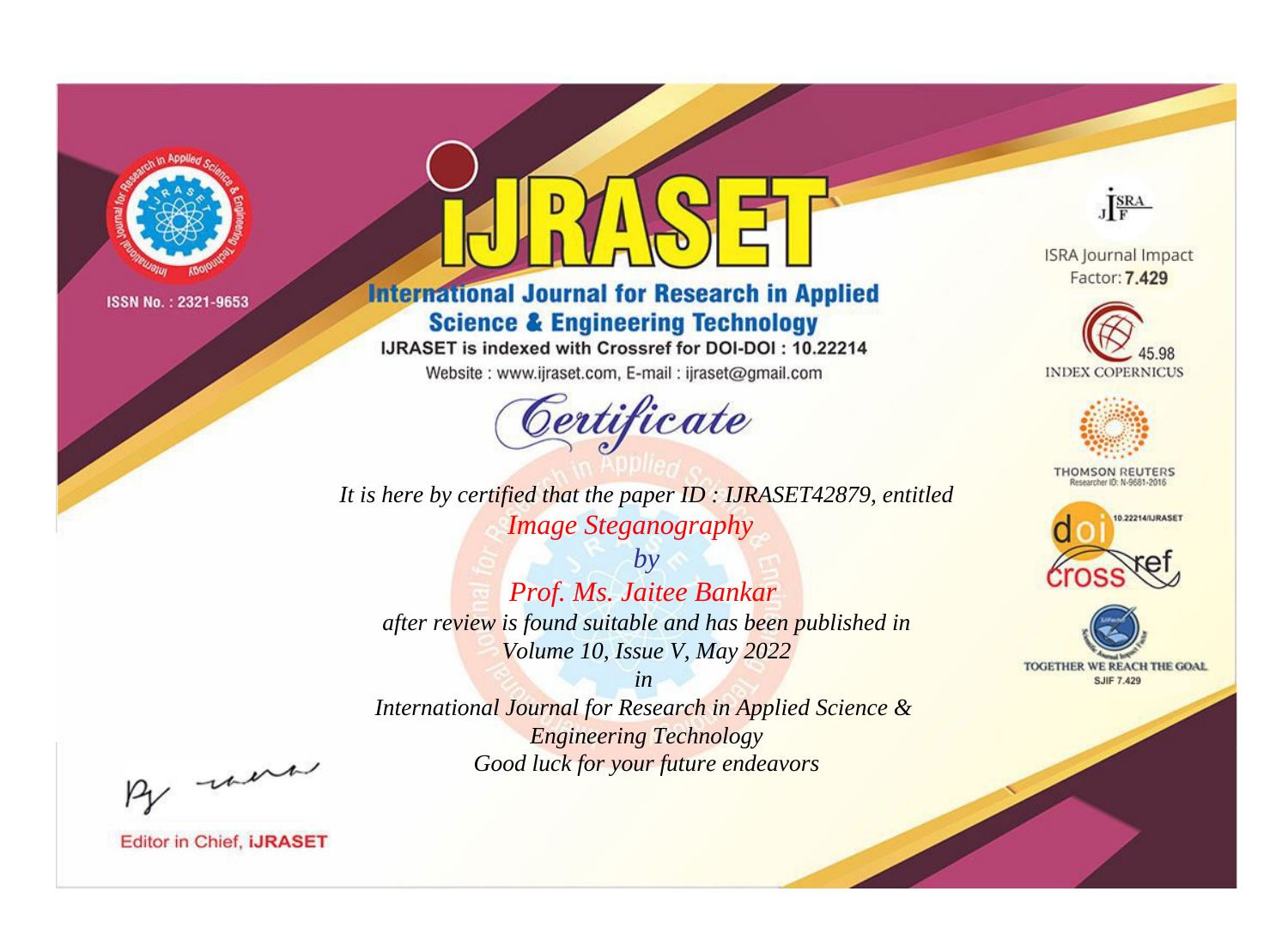ISSN No. : 2321-9653

# IJRASET

## International Journal for Research in Applied Science & Engineering Technology

IJRASET is indexed with Crossref for DOI-DOI : 10.22214

Website : www.ijraset.com, E-mail : ijraset@gmail.com

*Certificate*

*It is here by certified that the paper ID : IJRASET42879, entitled*

*Image Steganography*

*by*

*Prof. Ms. Jaitee Bankar*

*after review is found suitable and has been published in*

*Volume 10, Issue V, May 2022*

*in*

*International Journal for Research in Applied Science & Engineering Technology*

*Good luck for your future endeavors*

ISRA Journal Impact Factor: **7.429**

45.98 INDEX COPERNICUS

THOMSON REUTERS Researcher ID: N-9681-2016

10.22214/IJRASET

TOGETHER WE REACH THE GOAL SJIF 7.429

Editor in Chief, **iJRASET**